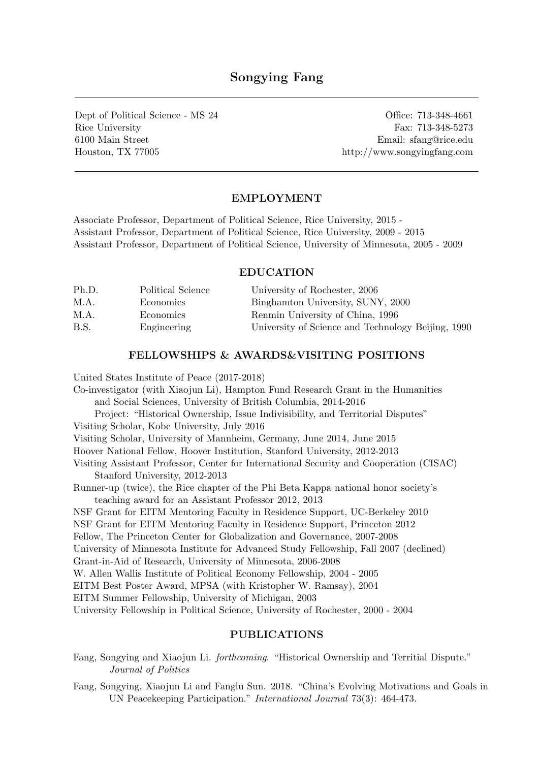# Songying Fang

Dept of Political Science - MS 24
Rice University
6100 Main Street
Houston, TX 77005

Office: 713-348-4661
Fax: 713-348-5273
Email: sfang@rice.edu
http://www.songyingfang.com

## EMPLOYMENT

Associate Professor, Department of Political Science, Rice University, 2015 -
Assistant Professor, Department of Political Science, Rice University, 2009 - 2015
Assistant Professor, Department of Political Science, University of Minnesota, 2005 - 2009

## EDUCATION

| | | |
|---|---|---|
| Ph.D. | Political Science | University of Rochester, 2006 |
| M.A. | Economics | Binghamton University, SUNY, 2000 |
| M.A. | Economics | Renmin University of China, 1996 |
| B.S. | Engineering | University of Science and Technology Beijing, 1990 |

## FELLOWSHIPS & AWARDS&VISITING POSITIONS

United States Institute of Peace (2017-2018)
Co-investigator (with Xiaojun Li), Hampton Fund Research Grant in the Humanities and Social Sciences, University of British Columbia, 2014-2016
Project: "Historical Ownership, Issue Indivisibility, and Territorial Disputes"
Visiting Scholar, Kobe University, July 2016
Visiting Scholar, University of Mannheim, Germany, June 2014, June 2015
Hoover National Fellow, Hoover Institution, Stanford University, 2012-2013
Visiting Assistant Professor, Center for International Security and Cooperation (CISAC) Stanford University, 2012-2013
Runner-up (twice), the Rice chapter of the Phi Beta Kappa national honor society's teaching award for an Assistant Professor 2012, 2013
NSF Grant for EITM Mentoring Faculty in Residence Support, UC-Berkeley 2010
NSF Grant for EITM Mentoring Faculty in Residence Support, Princeton 2012
Fellow, The Princeton Center for Globalization and Governance, 2007-2008
University of Minnesota Institute for Advanced Study Fellowship, Fall 2007 (declined)
Grant-in-Aid of Research, University of Minnesota, 2006-2008
W. Allen Wallis Institute of Political Economy Fellowship, 2004 - 2005
EITM Best Poster Award, MPSA (with Kristopher W. Ramsay), 2004
EITM Summer Fellowship, University of Michigan, 2003
University Fellowship in Political Science, University of Rochester, 2000 - 2004

## PUBLICATIONS

Fang, Songying and Xiaojun Li. *forthcoming*. "Historical Ownership and Territial Dispute." *Journal of Politics*

Fang, Songying, Xiaojun Li and Fanglu Sun. 2018. "China's Evolving Motivations and Goals in UN Peacekeeping Participation." *International Journal* 73(3): 464-473.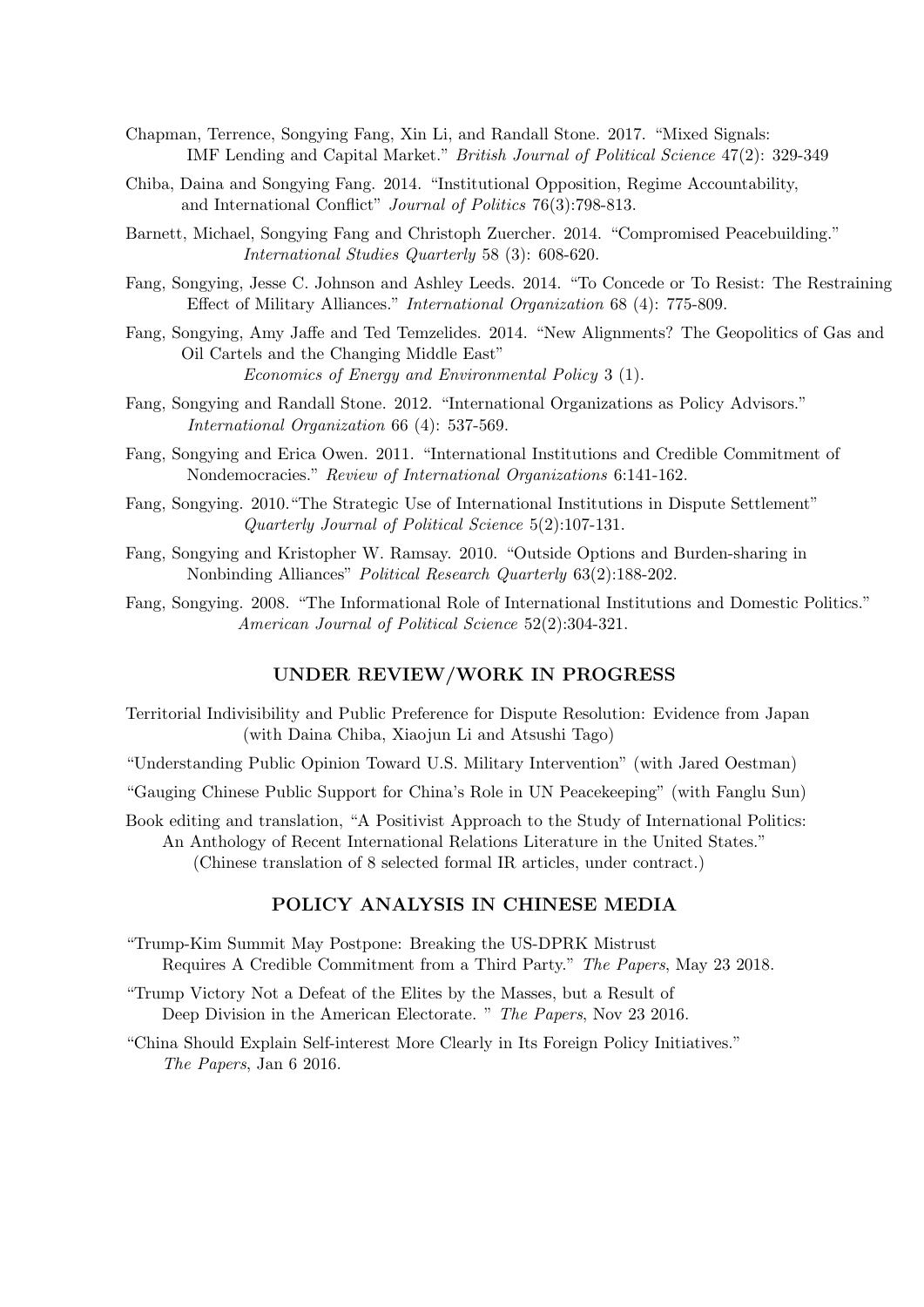Chapman, Terrence, Songying Fang, Xin Li, and Randall Stone. 2017. "Mixed Signals: IMF Lending and Capital Market." *British Journal of Political Science* 47(2): 329-349

Chiba, Daina and Songying Fang. 2014. "Institutional Opposition, Regime Accountability, and International Conflict" *Journal of Politics* 76(3):798-813.

Barnett, Michael, Songying Fang and Christoph Zuercher. 2014. "Compromised Peacebuilding." *International Studies Quarterly* 58 (3): 608-620.

Fang, Songying, Jesse C. Johnson and Ashley Leeds. 2014. "To Concede or To Resist: The Restraining Effect of Military Alliances." *International Organization* 68 (4): 775-809.

Fang, Songying, Amy Jaffe and Ted Temzelides. 2014. "New Alignments? The Geopolitics of Gas and Oil Cartels and the Changing Middle East" *Economics of Energy and Environmental Policy* 3 (1).

Fang, Songying and Randall Stone. 2012. "International Organizations as Policy Advisors." *International Organization* 66 (4): 537-569.

Fang, Songying and Erica Owen. 2011. "International Institutions and Credible Commitment of Nondemocracies." *Review of International Organizations* 6:141-162.

Fang, Songying. 2010."The Strategic Use of International Institutions in Dispute Settlement" *Quarterly Journal of Political Science* 5(2):107-131.

Fang, Songying and Kristopher W. Ramsay. 2010. "Outside Options and Burden-sharing in Nonbinding Alliances" *Political Research Quarterly* 63(2):188-202.

Fang, Songying. 2008. "The Informational Role of International Institutions and Domestic Politics." *American Journal of Political Science* 52(2):304-321.

## UNDER REVIEW/WORK IN PROGRESS

Territorial Indivisibility and Public Preference for Dispute Resolution: Evidence from Japan (with Daina Chiba, Xiaojun Li and Atsushi Tago)

"Understanding Public Opinion Toward U.S. Military Intervention" (with Jared Oestman)

"Gauging Chinese Public Support for China's Role in UN Peacekeeping" (with Fanglu Sun)

Book editing and translation, "A Positivist Approach to the Study of International Politics: An Anthology of Recent International Relations Literature in the United States." (Chinese translation of 8 selected formal IR articles, under contract.)

## POLICY ANALYSIS IN CHINESE MEDIA

"Trump-Kim Summit May Postpone: Breaking the US-DPRK Mistrust Requires A Credible Commitment from a Third Party." *The Papers*, May 23 2018.

"Trump Victory Not a Defeat of the Elites by the Masses, but a Result of Deep Division in the American Electorate. " *The Papers*, Nov 23 2016.

"China Should Explain Self-interest More Clearly in Its Foreign Policy Initiatives." *The Papers*, Jan 6 2016.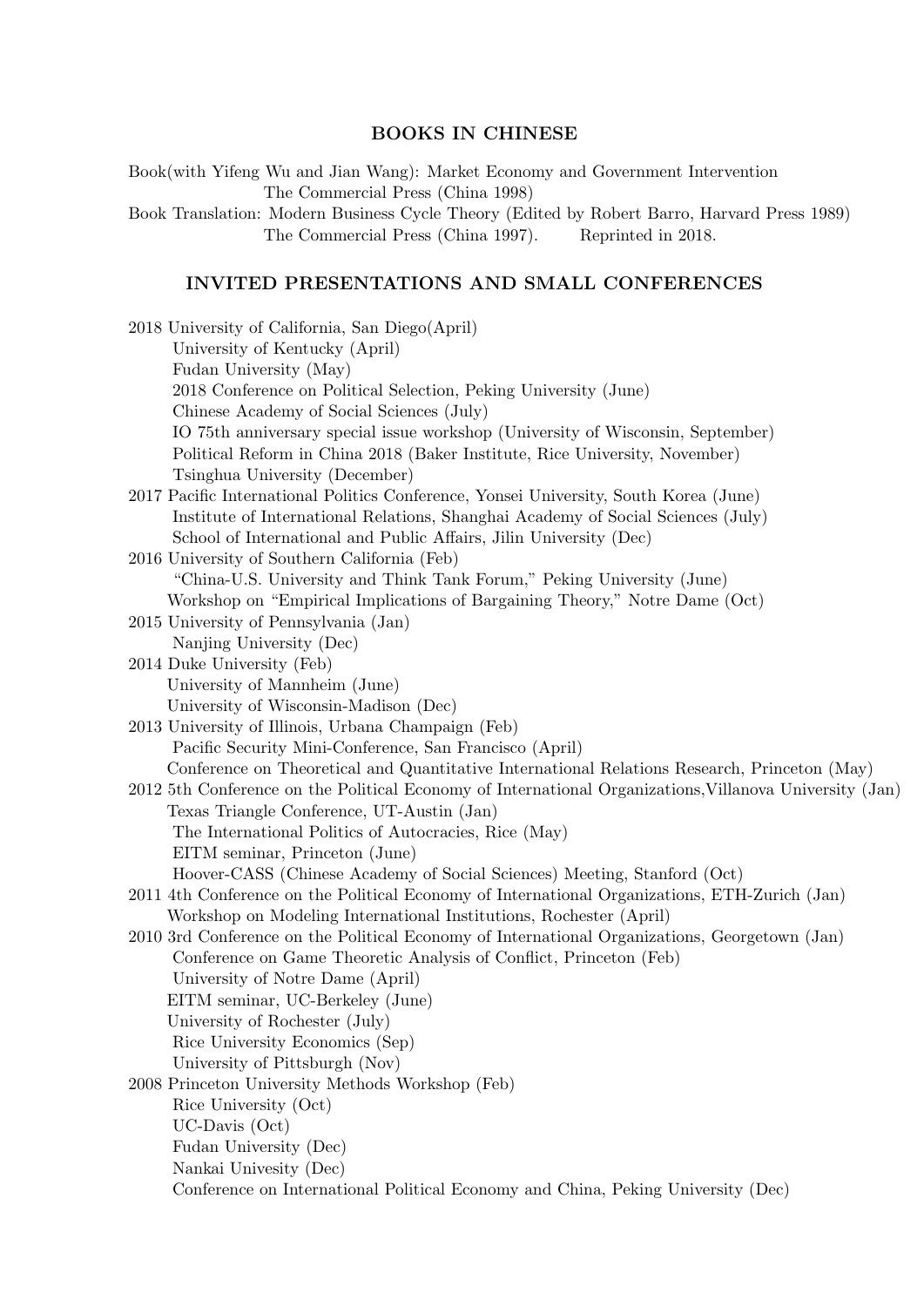## BOOKS IN CHINESE

Book(with Yifeng Wu and Jian Wang): Market Economy and Government Intervention
The Commercial Press (China 1998)

Book Translation: Modern Business Cycle Theory (Edited by Robert Barro, Harvard Press 1989)
The Commercial Press (China 1997). Reprinted in 2018.

## INVITED PRESENTATIONS AND SMALL CONFERENCES

2018 University of California, San Diego(April)
- University of Kentucky (April)
- Fudan University (May)
- 2018 Conference on Political Selection, Peking University (June)
- Chinese Academy of Social Sciences (July)
- IO 75th anniversary special issue workshop (University of Wisconsin, September)
- Political Reform in China 2018 (Baker Institute, Rice University, November)
- Tsinghua University (December)

2017 Pacific International Politics Conference, Yonsei University, South Korea (June)
- Institute of International Relations, Shanghai Academy of Social Sciences (July)
- School of International and Public Affairs, Jilin University (Dec)

2016 University of Southern California (Feb)
- "China-U.S. University and Think Tank Forum," Peking University (June)
- Workshop on "Empirical Implications of Bargaining Theory," Notre Dame (Oct)

2015 University of Pennsylvania (Jan)
- Nanjing University (Dec)

2014 Duke University (Feb)
- University of Mannheim (June)
- University of Wisconsin-Madison (Dec)

2013 University of Illinois, Urbana Champaign (Feb)
- Pacific Security Mini-Conference, San Francisco (April)
- Conference on Theoretical and Quantitative International Relations Research, Princeton (May)

2012 5th Conference on the Political Economy of International Organizations,Villanova University (Jan)
- Texas Triangle Conference, UT-Austin (Jan)
- The International Politics of Autocracies, Rice (May)
- EITM seminar, Princeton (June)
- Hoover-CASS (Chinese Academy of Social Sciences) Meeting, Stanford (Oct)

2011 4th Conference on the Political Economy of International Organizations, ETH-Zurich (Jan)
- Workshop on Modeling International Institutions, Rochester (April)

2010 3rd Conference on the Political Economy of International Organizations, Georgetown (Jan)
- Conference on Game Theoretic Analysis of Conflict, Princeton (Feb)
- University of Notre Dame (April)
- EITM seminar, UC-Berkeley (June)
- University of Rochester (July)
- Rice University Economics (Sep)
- University of Pittsburgh (Nov)

2008 Princeton University Methods Workshop (Feb)
- Rice University (Oct)
- UC-Davis (Oct)
- Fudan University (Dec)
- Nankai Univesity (Dec)
- Conference on International Political Economy and China, Peking University (Dec)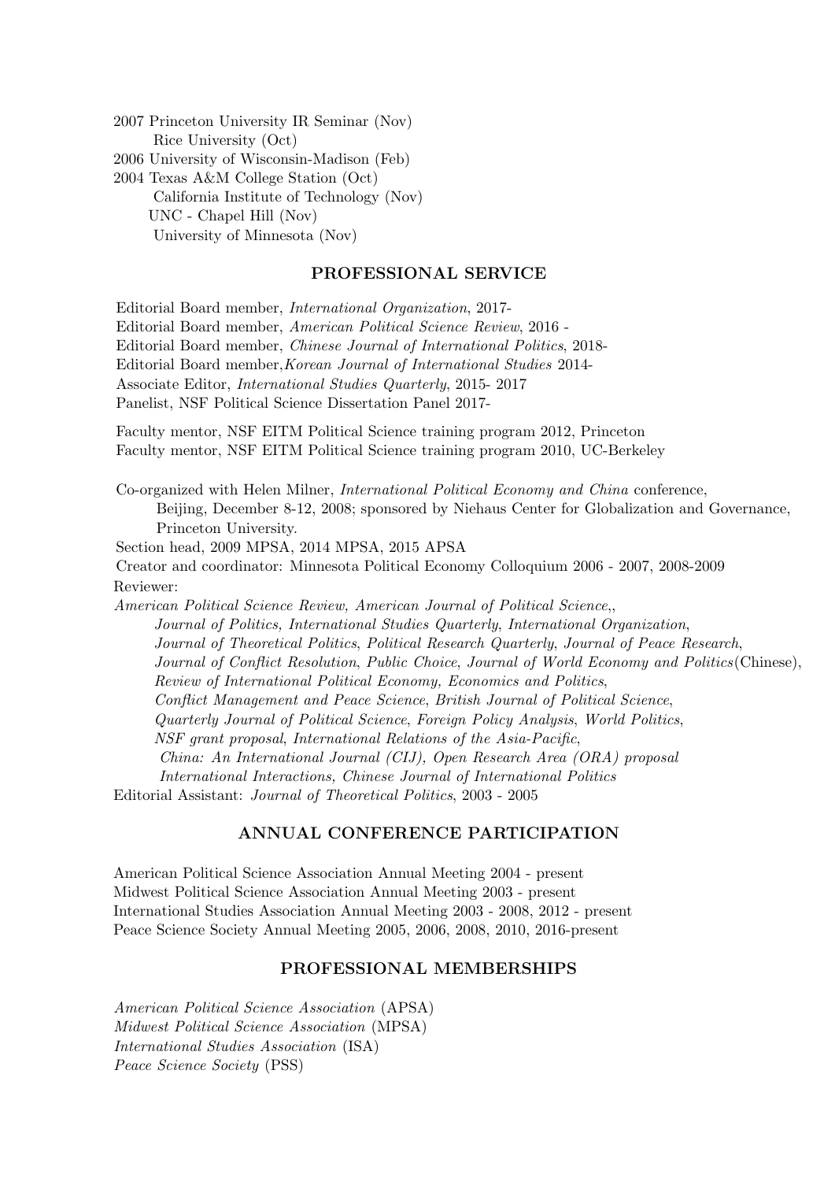2007 Princeton University IR Seminar (Nov)
  Rice University (Oct)
2006 University of Wisconsin-Madison (Feb)
2004 Texas A&M College Station (Oct)
  California Institute of Technology (Nov)
  UNC - Chapel Hill (Nov)
  University of Minnesota (Nov)

## PROFESSIONAL SERVICE

Editorial Board member, *International Organization*, 2017-
Editorial Board member, *American Political Science Review*, 2016 -
Editorial Board member, *Chinese Journal of International Politics*, 2018-
Editorial Board member,*Korean Journal of International Studies* 2014-
Associate Editor, *International Studies Quarterly*, 2015- 2017
Panelist, NSF Political Science Dissertation Panel 2017-

Faculty mentor, NSF EITM Political Science training program 2012, Princeton
Faculty mentor, NSF EITM Political Science training program 2010, UC-Berkeley

Co-organized with Helen Milner, *International Political Economy and China* conference, Beijing, December 8-12, 2008; sponsored by Niehaus Center for Globalization and Governance, Princeton University.
Section head, 2009 MPSA, 2014 MPSA, 2015 APSA
Creator and coordinator: Minnesota Political Economy Colloquium 2006 - 2007, 2008-2009
Reviewer:
*American Political Science Review, American Journal of Political Science,*,
*Journal of Politics*, *International Studies Quarterly*, *International Organization*,
*Journal of Theoretical Politics*, *Political Research Quarterly*, *Journal of Peace Research*,
*Journal of Conflict Resolution*, *Public Choice*, *Journal of World Economy and Politics*(Chinese),
*Review of International Political Economy, Economics and Politics*,
*Conflict Management and Peace Science*, *British Journal of Political Science*,
*Quarterly Journal of Political Science*, *Foreign Policy Analysis*, *World Politics*,
*NSF grant proposal*, *International Relations of the Asia-Pacific*,
*China: An International Journal (CIJ), Open Research Area (ORA) proposal*
*International Interactions, Chinese Journal of International Politics*
Editorial Assistant: *Journal of Theoretical Politics*, 2003 - 2005

## ANNUAL CONFERENCE PARTICIPATION

American Political Science Association Annual Meeting 2004 - present
Midwest Political Science Association Annual Meeting 2003 - present
International Studies Association Annual Meeting 2003 - 2008, 2012 - present
Peace Science Society Annual Meeting 2005, 2006, 2008, 2010, 2016-present

## PROFESSIONAL MEMBERSHIPS

*American Political Science Association* (APSA)
*Midwest Political Science Association* (MPSA)
*International Studies Association* (ISA)
*Peace Science Society* (PSS)